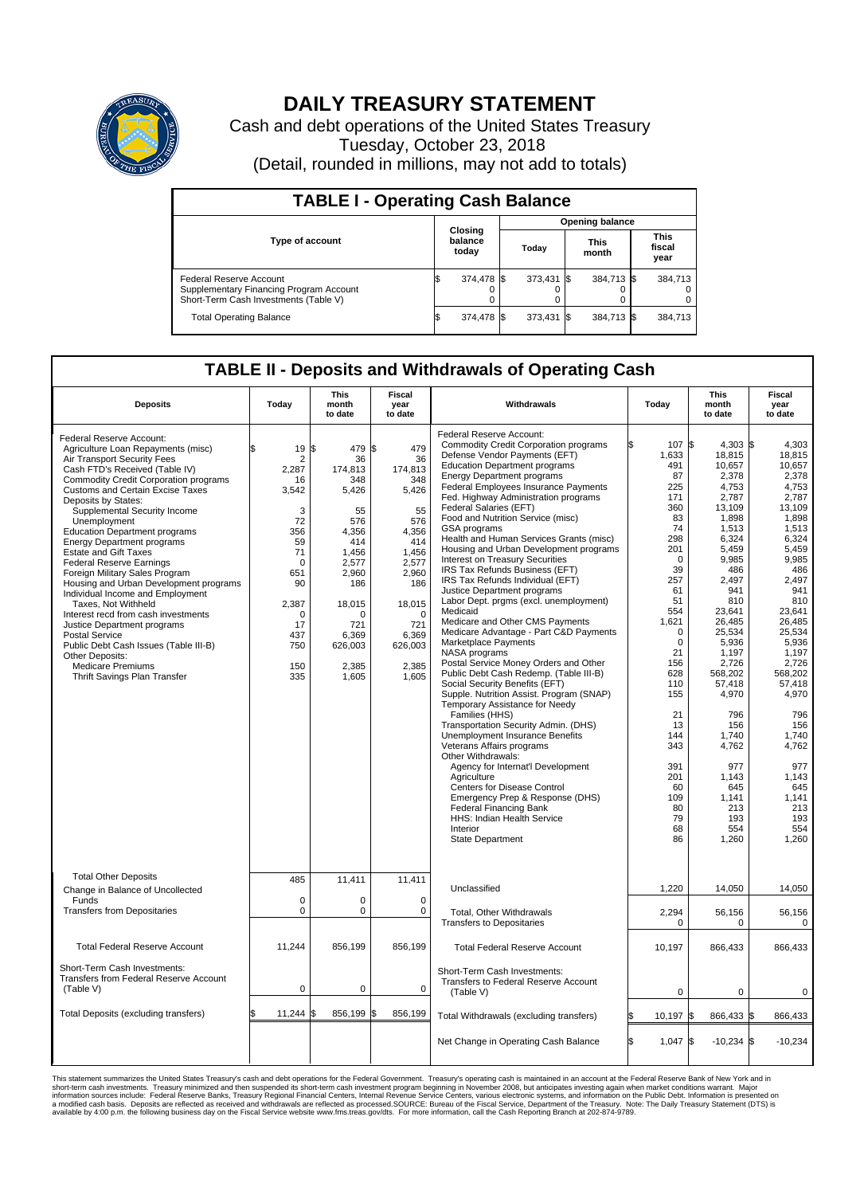# DAILY TREASURY STATEMENT

Cash and debt operations of the United States Treasury
Tuesday, October 23, 2018
(Detail, rounded in millions, may not add to totals)

## TABLE I - Operating Cash Balance

| Type of account | Closing balance today | Opening balance Today | Opening balance This month | Opening balance This fiscal year |
|---|---|---|---|---|
| Federal Reserve Account | $ 374,478 | $ 373,431 | $ 384,713 | $ 384,713 |
| Supplementary Financing Program Account | 0 | 0 | 0 | 0 |
| Short-Term Cash Investments (Table V) | 0 | 0 | 0 | 0 |
| Total Operating Balance | $ 374,478 | $ 373,431 | $ 384,713 | $ 384,713 |

## TABLE II - Deposits and Withdrawals of Operating Cash

| Deposits | Today | This month to date | Fiscal year to date | Withdrawals | Today | This month to date | Fiscal year to date |
|---|---|---|---|---|---|---|---|
| Federal Reserve Account: | | | | Federal Reserve Account: | | | |
| Agriculture Loan Repayments (misc) | $ 19 | $ 479 | $ 479 | Commodity Credit Corporation programs | $ 107 | $ 4,303 | $ 4,303 |
| Air Transport Security Fees | 2 | 36 | 36 | Defense Vendor Payments (EFT) | 1,633 | 18,815 | 18,815 |
| Cash FTD's Received (Table IV) | 2,287 | 174,813 | 174,813 | Education Department programs | 491 | 10,657 | 10,657 |
| Commodity Credit Corporation programs | 16 | 348 | 348 | Energy Department programs | 87 | 2,378 | 2,378 |
| Customs and Certain Excise Taxes | 3,542 | 5,426 | 5,426 | Federal Employees Insurance Payments | 225 | 4,753 | 4,753 |
| Deposits by States: | | | | Fed. Highway Administration programs | 171 | 2,787 | 2,787 |
| Supplemental Security Income | 3 | 55 | 55 | Federal Salaries (EFT) | 360 | 13,109 | 13,109 |
| Unemployment | 72 | 576 | 576 | Food and Nutrition Service (misc) | 83 | 1,898 | 1,898 |
| Education Department programs | 356 | 4,356 | 4,356 | GSA programs | 74 | 1,513 | 1,513 |
| Energy Department programs | 59 | 414 | 414 | Health and Human Services Grants (misc) | 298 | 6,324 | 6,324 |
| Estate and Gift Taxes | 71 | 1,456 | 1,456 | Housing and Urban Development programs | 201 | 5,459 | 5,459 |
| Federal Reserve Earnings | 0 | 2,577 | 2,577 | Interest on Treasury Securities | 0 | 9,985 | 9,985 |
| Foreign Military Sales Program | 651 | 2,960 | 2,960 | IRS Tax Refunds Business (EFT) | 39 | 486 | 486 |
| Housing and Urban Development programs | 90 | 186 | 186 | IRS Tax Refunds Individual (EFT) | 257 | 2,497 | 2,497 |
| Individual Income and Employment | | | | Justice Department programs | 61 | 941 | 941 |
| Taxes, Not Withheld | 2,387 | 18,015 | 18,015 | Labor Dept. prgms (excl. unemployment) | 51 | 810 | 810 |
| Interest recd from cash investments | 0 | 0 | 0 | Medicaid | 554 | 23,641 | 23,641 |
| Justice Department programs | 17 | 721 | 721 | Medicare and Other CMS Payments | 1,621 | 26,485 | 26,485 |
| Postal Service | 437 | 6,369 | 6,369 | Medicare Advantage - Part C&D Payments | 0 | 25,534 | 25,534 |
| Public Debt Cash Issues (Table III-B) | 750 | 626,003 | 626,003 | Marketplace Payments | 0 | 5,936 | 5,936 |
| Other Deposits: | | | | NASA programs | 21 | 1,197 | 1,197 |
| Medicare Premiums | 150 | 2,385 | 2,385 | Postal Service Money Orders and Other | 156 | 2,726 | 2,726 |
| Thrift Savings Plan Transfer | 335 | 1,605 | 1,605 | Public Debt Cash Redemp. (Table III-B) | 628 | 568,202 | 568,202 |
| | | | | Social Security Benefits (EFT) | 110 | 57,418 | 57,418 |
| | | | | Supple. Nutrition Assist. Program (SNAP) | 155 | 4,970 | 4,970 |
| | | | | Temporary Assistance for Needy Families (HHS) | 21 | 796 | 796 |
| | | | | Transportation Security Admin. (DHS) | 13 | 156 | 156 |
| | | | | Unemployment Insurance Benefits | 144 | 1,740 | 1,740 |
| | | | | Veterans Affairs programs | 343 | 4,762 | 4,762 |
| | | | | Other Withdrawals: | | | |
| | | | | Agency for Internat'l Development | 391 | 977 | 977 |
| | | | | Agriculture | 201 | 1,143 | 1,143 |
| | | | | Centers for Disease Control | 60 | 645 | 645 |
| | | | | Emergency Prep & Response (DHS) | 109 | 1,141 | 1,141 |
| | | | | Federal Financing Bank | 80 | 213 | 213 |
| | | | | HHS: Indian Health Service | 79 | 193 | 193 |
| | | | | Interior | 68 | 554 | 554 |
| | | | | State Department | 86 | 1,260 | 1,260 |
| Total Other Deposits | 485 | 11,411 | 11,411 | Unclassified | 1,220 | 14,050 | 14,050 |
| Change in Balance of Uncollected Funds | 0 | 0 | 0 | | | | |
| Transfers from Depositaries | 0 | 0 | 0 | Total, Other Withdrawals | 2,294 | 56,156 | 56,156 |
| | | | | Transfers to Depositaries | 0 | 0 | 0 |
| Total Federal Reserve Account | 11,244 | 856,199 | 856,199 | Total Federal Reserve Account | 10,197 | 866,433 | 866,433 |
| Short-Term Cash Investments: Transfers from Federal Reserve Account (Table V) | 0 | 0 | 0 | Short-Term Cash Investments: Transfers to Federal Reserve Account (Table V) | 0 | 0 | 0 |
| Total Deposits (excluding transfers) | $ 11,244 | $ 856,199 | $ 856,199 | Total Withdrawals (excluding transfers) | $ 10,197 | $ 866,433 | $ 866,433 |
| | | | | Net Change in Operating Cash Balance | $ 1,047 | $ -10,234 | $ -10,234 |

This statement summarizes the United States Treasury's cash and debt operations for the Federal Government. Treasury's operating cash is maintained in an account at the Federal Reserve Bank of New York and in short-term cash investments. Treasury minimized and then suspended its short-term cash investment program beginning in November 2008, but anticipates investing again when market conditions warrant. Major information sources include: Federal Reserve Banks, Treasury Regional Financial Centers, Internal Revenue Service Centers, various electronic systems, and information on the Public Debt. Information is presented on a modified cash basis. Deposits are reflected as received and withdrawals are reflected as processed.SOURCE: Bureau of the Fiscal Service, Department of the Treasury. Note: The Daily Treasury Statement (DTS) is available by 4:00 p.m. the following business day on the Fiscal Service website www.fms.treas.gov/dts. For more information, call the Cash Reporting Branch at 202-874-9789.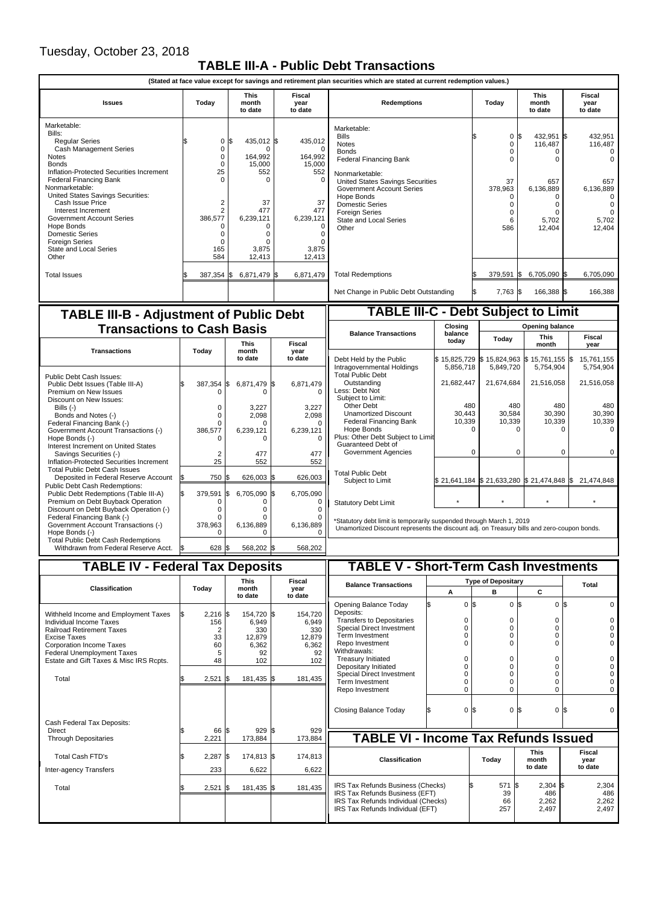Tuesday, October 23, 2018

# TABLE III-A - Public Debt Transactions

(Stated at face value except for savings and retirement plan securities which are stated at current redemption values.)

| Issues | Today | This month to date | Fiscal year to date | Redemptions | Today | This month to date | Fiscal year to date |
|---|---|---|---|---|---|---|---|
| Marketable: | | | | Marketable: | | | |
| Bills: | | | | Bills | $ 0 | $ 432,951 | $ 432,951 |
| Regular Series | $ 0 | $ 435,012 | $ 435,012 | Notes | 0 | 116,487 | 116,487 |
| Cash Management Series | 0 | 0 | 0 | Bonds | 0 | 0 | 0 |
| Notes | 0 | 164,992 | 164,992 | Federal Financing Bank | 0 | 0 | 0 |
| Bonds | 0 | 15,000 | 15,000 | Nonmarketable: | | | |
| Inflation-Protected Securities Increment | 25 | 552 | 552 | United States Savings Securities | 37 | 657 | 657 |
| Federal Financing Bank | 0 | 0 | 0 | Government Account Series | 378,963 | 6,136,889 | 6,136,889 |
| Nonmarketable: | | | | Hope Bonds | 0 | 0 | 0 |
| United States Savings Securities: | | | | Domestic Series | 0 | 0 | 0 |
| Cash Issue Price | 2 | 37 | 37 | Foreign Series | 0 | 0 | 0 |
| Interest Increment | 2 | 477 | 477 | State and Local Series | 6 | 5,702 | 5,702 |
| Government Account Series | 386,577 | 6,239,121 | 6,239,121 | Other | 586 | 12,404 | 12,404 |
| Hope Bonds | 0 | 0 | 0 | | | | |
| Domestic Series | 0 | 0 | 0 | | | | |
| Foreign Series | 0 | 0 | 0 | | | | |
| State and Local Series | 165 | 3,875 | 3,875 | | | | |
| Other | 584 | 12,413 | 12,413 | | | | |
| Total Issues | $ 387,354 | $ 6,871,479 | $ 6,871,479 | Total Redemptions | $ 379,591 | $ 6,705,090 | $ 6,705,090 |
| | | | | Net Change in Public Debt Outstanding | $ 7,763 | $ 166,388 | $ 166,388 |

# TABLE III-B - Adjustment of Public Debt Transactions to Cash Basis

| Transactions | Today | This month to date | Fiscal year to date |
|---|---|---|---|
| Public Debt Cash Issues: | | | |
| Public Debt Issues (Table III-A) | $ 387,354 | $ 6,871,479 | $ 6,871,479 |
| Premium on New Issues | 0 | 0 | 0 |
| Discount on New Issues: | | | |
| Bills (-) | 0 | 3,227 | 3,227 |
| Bonds and Notes (-) | 0 | 2,098 | 2,098 |
| Federal Financing Bank (-) | 0 | 0 | 0 |
| Government Account Transactions (-) | 386,577 | 6,239,121 | 6,239,121 |
| Hope Bonds (-) | 0 | 0 | 0 |
| Interest Increment on United States Savings Securities (-) | 2 | 477 | 477 |
| Inflation-Protected Securities Increment | 25 | 552 | 552 |
| Total Public Debt Cash Issues Deposited in Federal Reserve Account | $ 750 | $ 626,003 | $ 626,003 |
| Public Debt Cash Redemptions: | | | |
| Public Debt Redemptions (Table III-A) | $ 379,591 | $ 6,705,090 | $ 6,705,090 |
| Premium on Debt Buyback Operation | 0 | 0 | 0 |
| Discount on Debt Buyback Operation (-) | 0 | 0 | 0 |
| Federal Financing Bank (-) | 0 | 0 | 0 |
| Government Account Transactions (-) | 378,963 | 6,136,889 | 6,136,889 |
| Hope Bonds (-) | 0 | 0 | 0 |
| Total Public Debt Cash Redemptions Withdrawn from Federal Reserve Acct. | $ 628 | $ 568,202 | $ 568,202 |

# TABLE III-C - Debt Subject to Limit

| Balance Transactions | Closing balance today | Opening balance Today | Opening balance This month | Opening balance Fiscal year |
|---|---|---|---|---|
| Debt Held by the Public | $ 15,825,729 | $ 15,824,963 | $ 15,761,155 | $ 15,761,155 |
| Intragovernmental Holdings | 5,856,718 | 5,849,720 | 5,754,904 | 5,754,904 |
| Total Public Debt Outstanding | 21,682,447 | 21,674,684 | 21,516,058 | 21,516,058 |
| Less: Debt Not Subject to Limit: | | | | |
| Other Debt | 480 | 480 | 480 | 480 |
| Unamortized Discount | 30,443 | 30,584 | 30,390 | 30,390 |
| Federal Financing Bank | 10,339 | 10,339 | 10,339 | 10,339 |
| Hope Bonds | 0 | 0 | 0 | 0 |
| Plus: Other Debt Subject to Limit | | | | |
| Guaranteed Debt of Government Agencies | 0 | 0 | 0 | 0 |
| Total Public Debt Subject to Limit | $ 21,641,184 | $ 21,633,280 | $ 21,474,848 | $ 21,474,848 |
| Statutory Debt Limit | * | * | * | * |

*Statutory debt limit is temporarily suspended through March 1, 2019
Unamortized Discount represents the discount adj. on Treasury bills and zero-coupon bonds.

# TABLE IV - Federal Tax Deposits

| Classification | Today | This month to date | Fiscal year to date |
|---|---|---|---|
| Withheld Income and Employment Taxes | $ 2,216 | $ 154,720 | $ 154,720 |
| Individual Income Taxes | 156 | 6,949 | 6,949 |
| Railroad Retirement Taxes | 2 | 330 | 330 |
| Excise Taxes | 33 | 12,879 | 12,879 |
| Corporation Income Taxes | 60 | 6,362 | 6,362 |
| Federal Unemployment Taxes | 5 | 92 | 92 |
| Estate and Gift Taxes & Misc IRS Rcpts. | 48 | 102 | 102 |
| Total | $ 2,521 | $ 181,435 | $ 181,435 |
| Cash Federal Tax Deposits: | | | |
| Direct | $ 66 | $ 929 | $ 929 |
| Through Depositaries | 2,221 | 173,884 | 173,884 |
| Total Cash FTD's | $ 2,287 | $ 174,813 | $ 174,813 |
| Inter-agency Transfers | 233 | 6,622 | 6,622 |
| Total | $ 2,521 | $ 181,435 | $ 181,435 |

# TABLE V - Short-Term Cash Investments

| Balance Transactions | Type of Depositary A | Type of Depositary B | Type of Depositary C | Total |
|---|---|---|---|---|
| Opening Balance Today | $ 0 | $ 0 | $ 0 | $ 0 |
| Deposits: | | | | |
| Transfers to Depositaries | 0 | 0 | 0 | 0 |
| Special Direct Investment | 0 | 0 | 0 | 0 |
| Term Investment | 0 | 0 | 0 | 0 |
| Repo Investment | 0 | 0 | 0 | 0 |
| Withdrawals: | | | | |
| Treasury Initiated | 0 | 0 | 0 | 0 |
| Depositary Initiated | 0 | 0 | 0 | 0 |
| Special Direct Investment | 0 | 0 | 0 | 0 |
| Term Investment | 0 | 0 | 0 | 0 |
| Repo Investment | 0 | 0 | 0 | 0 |
| Closing Balance Today | $ 0 | $ 0 | $ 0 | $ 0 |

# TABLE VI - Income Tax Refunds Issued

| Classification | Today | This month to date | Fiscal year to date |
|---|---|---|---|
| IRS Tax Refunds Business (Checks) | $ 571 | $ 2,304 | $ 2,304 |
| IRS Tax Refunds Business (EFT) | 39 | 486 | 486 |
| IRS Tax Refunds Individual (Checks) | 66 | 2,262 | 2,262 |
| IRS Tax Refunds Individual (EFT) | 257 | 2,497 | 2,497 |